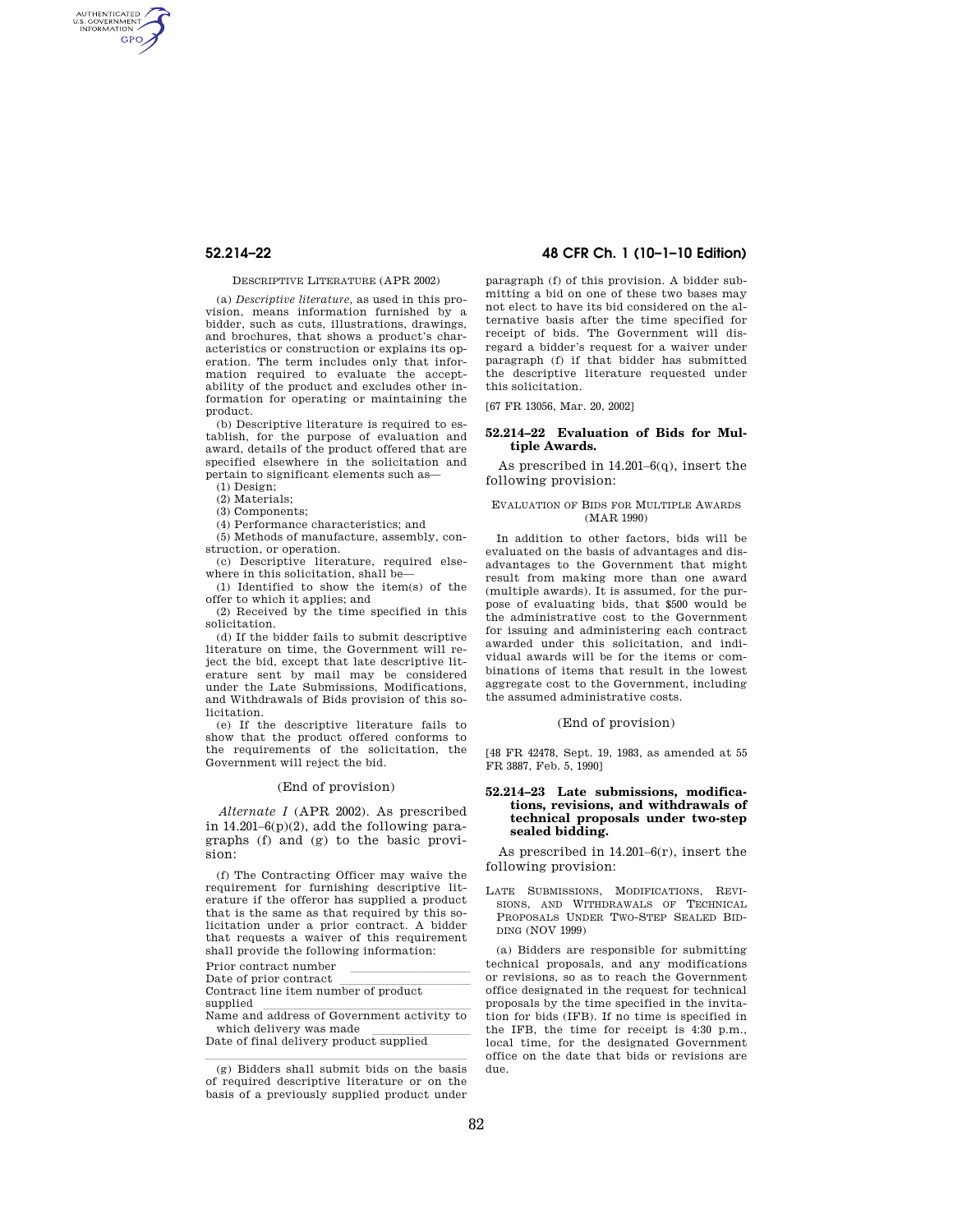DESCRIPTIVE LITERATURE (APR 2002)

(a) *Descriptive literature,* as used in this provision, means information furnished by a bidder, such as cuts, illustrations, drawings, and brochures, that shows a product's characteristics or construction or explains its operation. The term includes only that information required to evaluate the acceptability of the product and excludes other information for operating or maintaining the product.

(b) Descriptive literature is required to establish, for the purpose of evaluation and award, details of the product offered that are specified elsewhere in the solicitation and pertain to significant elements such as—

(1) Design;

(2) Materials;

(3) Components;

(4) Performance characteristics; and

(5) Methods of manufacture, assembly, construction, or operation.

(c) Descriptive literature, required elsewhere in this solicitation, shall be—

(1) Identified to show the item(s) of the offer to which it applies; and

(2) Received by the time specified in this solicitation.

(d) If the bidder fails to submit descriptive literature on time, the Government will reject the bid, except that late descriptive literature sent by mail may be considered under the Late Submissions, Modifications, and Withdrawals of Bids provision of this solicitation.

(e) If the descriptive literature fails to show that the product offered conforms to the requirements of the solicitation, the Government will reject the bid.

(End of provision)

*Alternate I* (APR 2002). As prescribed in 14.201–6(p)(2), add the following paragraphs (f) and (g) to the basic provision:

(f) The Contracting Officer may waive the requirement for furnishing descriptive literature if the offeror has supplied a product that is the same as that required by this solicitation under a prior contract. A bidder that requests a waiver of this requirement shall provide the following information:

Prior contract number \_\_\_\_\_\_\_\_\_\_\_\_\_\_\_\_

Date of prior contract \_\_\_\_\_\_\_\_\_\_\_\_\_\_\_\_

Contract line item number of product supplied \_\_\_\_\_\_\_\_\_\_\_\_\_\_\_\_

Name and address of Government activity to which delivery was made \_\_\_\_\_\_\_\_\_\_\_\_\_\_\_\_

Date of final delivery product supplied \_\_\_\_\_\_\_\_\_\_\_\_\_\_\_\_

(g) Bidders shall submit bids on the basis of required descriptive literature or on the basis of a previously supplied product under paragraph (f) of this provision. A bidder submitting a bid on one of these two bases may not elect to have its bid considered on the alternative basis after the time specified for receipt of bids. The Government will disregard a bidder's request for a waiver under paragraph (f) if that bidder has submitted the descriptive literature requested under this solicitation.

[67 FR 13056, Mar. 20, 2002]

## 52.214–22 Evaluation of Bids for Multiple Awards.

As prescribed in 14.201–6(q), insert the following provision:

EVALUATION OF BIDS FOR MULTIPLE AWARDS (MAR 1990)

In addition to other factors, bids will be evaluated on the basis of advantages and disadvantages to the Government that might result from making more than one award (multiple awards). It is assumed, for the purpose of evaluating bids, that $500 would be the administrative cost to the Government for issuing and administering each contract awarded under this solicitation, and individual awards will be for the items or combinations of items that result in the lowest aggregate cost to the Government, including the assumed administrative costs.

(End of provision)

[48 FR 42478, Sept. 19, 1983, as amended at 55 FR 3887, Feb. 5, 1990]

## 52.214–23 Late submissions, modifications, revisions, and withdrawals of technical proposals under two-step sealed bidding.

As prescribed in 14.201–6(r), insert the following provision:

LATE SUBMISSIONS, MODIFICATIONS, REVISIONS, AND WITHDRAWALS OF TECHNICAL PROPOSALS UNDER TWO-STEP SEALED BIDDING (NOV 1999)

(a) Bidders are responsible for submitting technical proposals, and any modifications or revisions, so as to reach the Government office designated in the request for technical proposals by the time specified in the invitation for bids (IFB). If no time is specified in the IFB, the time for receipt is 4:30 p.m., local time, for the designated Government office on the date that bids or revisions are due.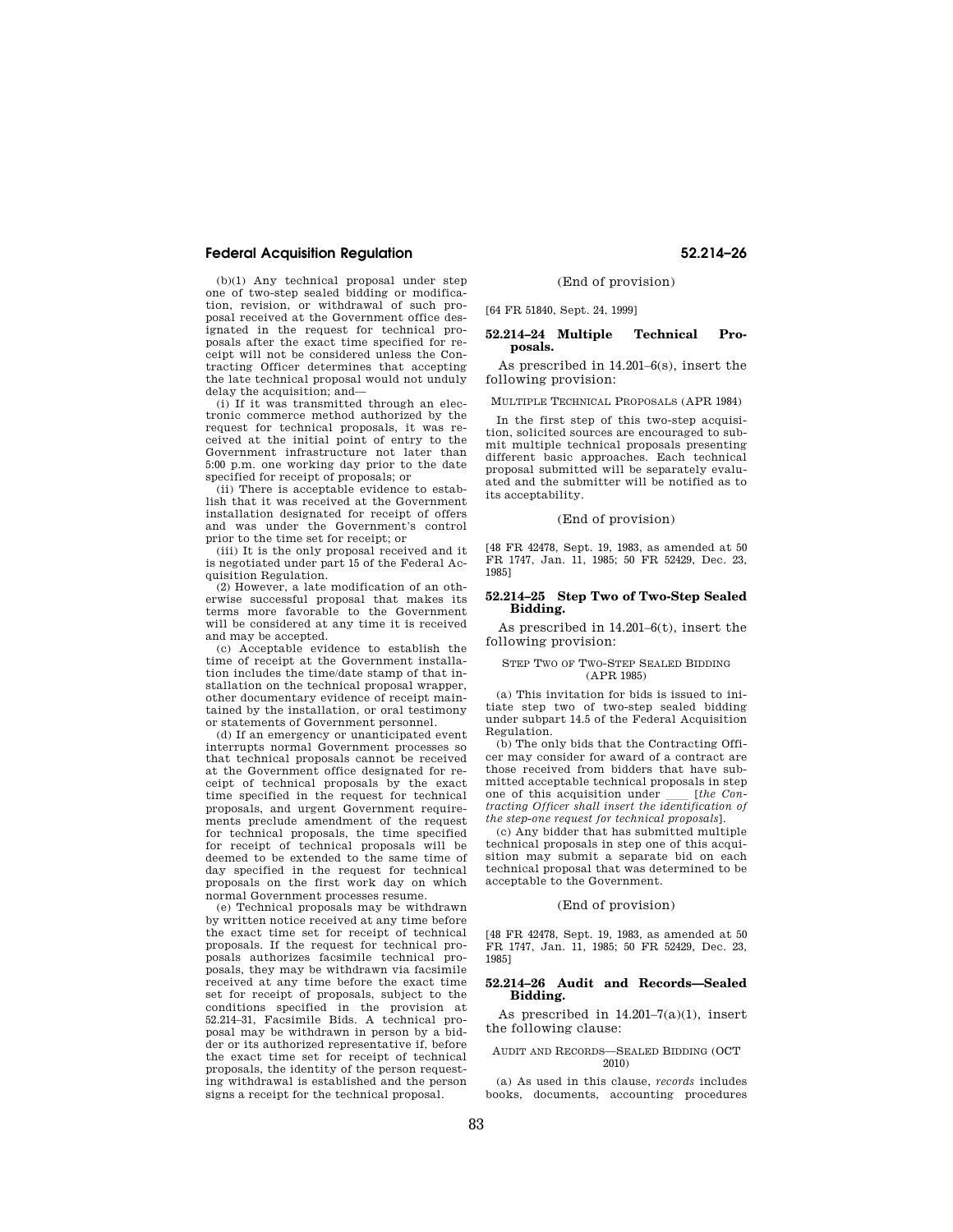(b)(1) Any technical proposal under step one of two-step sealed bidding or modification, revision, or withdrawal of such proposal received at the Government office designated in the request for technical proposals after the exact time specified for receipt will not be considered unless the Contracting Officer determines that accepting the late technical proposal would not unduly delay the acquisition; and—

(i) If it was transmitted through an electronic commerce method authorized by the request for technical proposals, it was received at the initial point of entry to the Government infrastructure not later than 5:00 p.m. one working day prior to the date specified for receipt of proposals; or

(ii) There is acceptable evidence to establish that it was received at the Government installation designated for receipt of offers and was under the Government's control prior to the time set for receipt; or

(iii) It is the only proposal received and it is negotiated under part 15 of the Federal Acquisition Regulation.

(2) However, a late modification of an otherwise successful proposal that makes its terms more favorable to the Government will be considered at any time it is received and may be accepted.

(c) Acceptable evidence to establish the time of receipt at the Government installation includes the time/date stamp of that installation on the technical proposal wrapper, other documentary evidence of receipt maintained by the installation, or oral testimony or statements of Government personnel.

(d) If an emergency or unanticipated event interrupts normal Government processes so that technical proposals cannot be received at the Government office designated for receipt of technical proposals by the exact time specified in the request for technical proposals, and urgent Government requirements preclude amendment of the request for technical proposals, the time specified for receipt of technical proposals will be deemed to be extended to the same time of day specified in the request for technical proposals on the first work day on which normal Government processes resume.

(e) Technical proposals may be withdrawn by written notice received at any time before the exact time set for receipt of technical proposals. If the request for technical proposals authorizes facsimile technical proposals, they may be withdrawn via facsimile received at any time before the exact time set for receipt of proposals, subject to the conditions specified in the provision at 52.214–31, Facsimile Bids. A technical proposal may be withdrawn in person by a bidder or its authorized representative if, before the exact time set for receipt of technical proposals, the identity of the person requesting withdrawal is established and the person signs a receipt for the technical proposal.

(End of provision)

[64 FR 51840, Sept. 24, 1999]

### 52.214–24 Multiple Technical Proposals.

As prescribed in 14.201–6(s), insert the following provision:

MULTIPLE TECHNICAL PROPOSALS (APR 1984)

In the first step of this two-step acquisition, solicited sources are encouraged to submit multiple technical proposals presenting different basic approaches. Each technical proposal submitted will be separately evaluated and the submitter will be notified as to its acceptability.

(End of provision)

[48 FR 42478, Sept. 19, 1983, as amended at 50 FR 1747, Jan. 11, 1985; 50 FR 52429, Dec. 23, 1985]

### 52.214–25 Step Two of Two-Step Sealed Bidding.

As prescribed in 14.201–6(t), insert the following provision:

STEP TWO OF TWO-STEP SEALED BIDDING (APR 1985)

(a) This invitation for bids is issued to initiate step two of two-step sealed bidding under subpart 14.5 of the Federal Acquisition Regulation.

(b) The only bids that the Contracting Officer may consider for award of a contract are those received from bidders that have submitted acceptable technical proposals in step one of this acquisition under ____ [*the Contracting Officer shall insert the identification of the step-one request for technical proposals*].

(c) Any bidder that has submitted multiple technical proposals in step one of this acquisition may submit a separate bid on each technical proposal that was determined to be acceptable to the Government.

(End of provision)

[48 FR 42478, Sept. 19, 1983, as amended at 50 FR 1747, Jan. 11, 1985; 50 FR 52429, Dec. 23, 1985]

### 52.214–26 Audit and Records—Sealed Bidding.

As prescribed in 14.201–7(a)(1), insert the following clause:

AUDIT AND RECORDS—SEALED BIDDING (OCT 2010)

(a) As used in this clause, *records* includes books, documents, accounting procedures